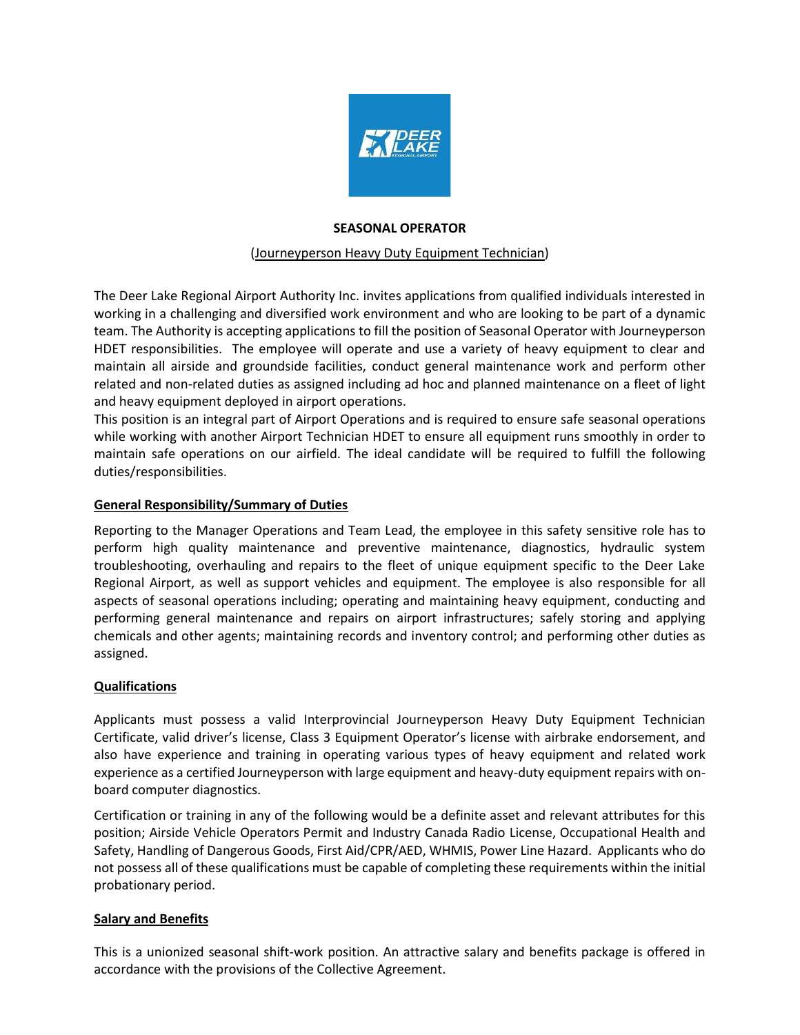# SEASONAL OPERATOR

(Journeyperson Heavy Duty Equipment Technician)

The Deer Lake Regional Airport Authority Inc. invites applications from qualified individuals interested in working in a challenging and diversified work environment and who are looking to be part of a dynamic team. The Authority is accepting applications to fill the position of Seasonal Operator with Journeyperson HDET responsibilities. The employee will operate and use a variety of heavy equipment to clear and maintain all airside and groundside facilities, conduct general maintenance work and perform other related and non-related duties as assigned including ad hoc and planned maintenance on a fleet of light and heavy equipment deployed in airport operations.

This position is an integral part of Airport Operations and is required to ensure safe seasonal operations while working with another Airport Technician HDET to ensure all equipment runs smoothly in order to maintain safe operations on our airfield. The ideal candidate will be required to fulfill the following duties/responsibilities.

## General Responsibility/Summary of Duties

Reporting to the Manager Operations and Team Lead, the employee in this safety sensitive role has to perform high quality maintenance and preventive maintenance, diagnostics, hydraulic system troubleshooting, overhauling and repairs to the fleet of unique equipment specific to the Deer Lake Regional Airport, as well as support vehicles and equipment. The employee is also responsible for all aspects of seasonal operations including; operating and maintaining heavy equipment, conducting and performing general maintenance and repairs on airport infrastructures; safely storing and applying chemicals and other agents; maintaining records and inventory control; and performing other duties as assigned.

## Qualifications

Applicants must possess a valid Interprovincial Journeyperson Heavy Duty Equipment Technician Certificate, valid driver's license, Class 3 Equipment Operator's license with airbrake endorsement, and also have experience and training in operating various types of heavy equipment and related work experience as a certified Journeyperson with large equipment and heavy-duty equipment repairs with on-board computer diagnostics.

Certification or training in any of the following would be a definite asset and relevant attributes for this position; Airside Vehicle Operators Permit and Industry Canada Radio License, Occupational Health and Safety, Handling of Dangerous Goods, First Aid/CPR/AED, WHMIS, Power Line Hazard. Applicants who do not possess all of these qualifications must be capable of completing these requirements within the initial probationary period.

## Salary and Benefits

This is a unionized seasonal shift-work position. An attractive salary and benefits package is offered in accordance with the provisions of the Collective Agreement.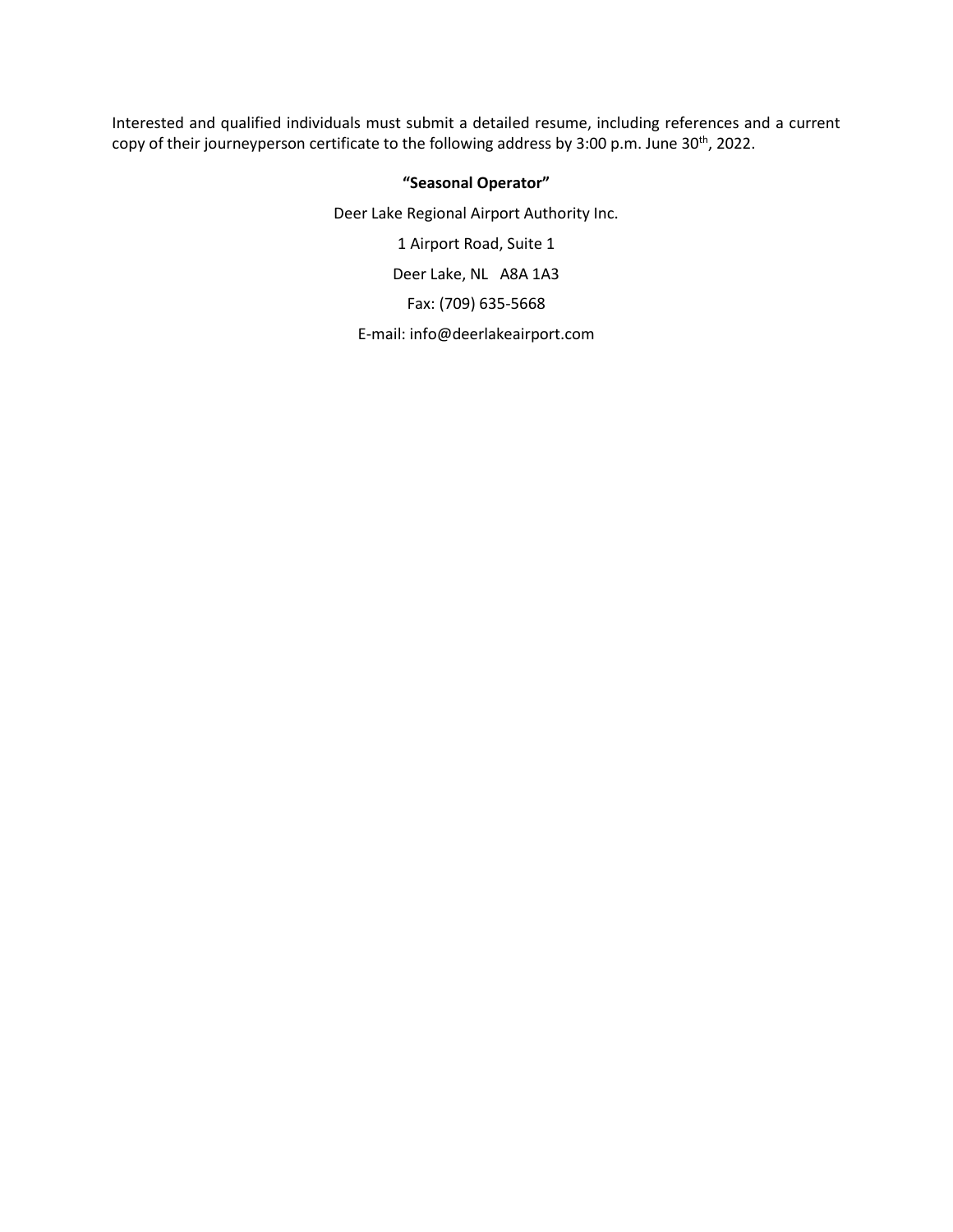Interested and qualified individuals must submit a detailed resume, including references and a current copy of their journeyperson certificate to the following address by 3:00 p.m. June 30th, 2022.

**"Seasonal Operator"**

Deer Lake Regional Airport Authority Inc.

1 Airport Road, Suite 1

Deer Lake, NL   A8A 1A3

Fax: (709) 635-5668

E-mail: info@deerlakeairport.com